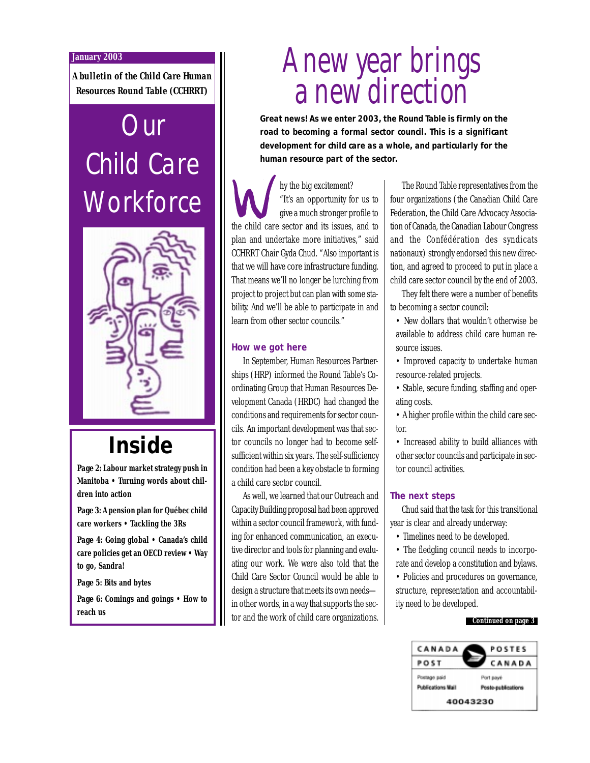January 2003

**A bulletin of the Child Care Human Resources Round Table (CCHRRT)**

# Our Child Care Workforce

## Inside

**Page 2:** Labour market strategy push in Manitoba • Turning words about children into action

**Page 3:** A pension plan for Québec child care workers • Tackling the 3Rs

**Page 4:** Going global • Canada's child care policies get an OECD review • Way to go, Sandra!

**Page 5:** Bits and bytes

**Page 6:** Comings and goings • How to reach us

# A new year brings a new direction

**Great news! As we enter 2003, the Round Table is firmly on the road to becoming a formal sector council. This is a significant development for child care as a whole, and particularly for the human resource part of the sector.**

Why the big excitement?

"It's an opportunity for us to give a much stronger profile to the child care sector and its issues, and to plan and undertake more initiatives," said CCHRRT Chair Gyda Chud. "Also important is that we will have core infrastructure funding. That means we'll no longer be lurching from project to project but can plan with some stability. And we'll be able to participate in and learn from other sector councils."

### How we got here

In September, Human Resources Partnerships (HRP) informed the Round Table's Coordinating Group that Human Resources Development Canada (HRDC) had changed the conditions and requirements for sector councils. An important development was that sector councils no longer had to become self-sufficient within six years. The self-sufficiency condition had been a key obstacle to forming a child care sector council.

As well, we learned that our Outreach and Capacity Building proposal had been approved within a sector council framework, with funding for enhanced communication, an executive director and tools for planning and evaluating our work. We were also told that the Child Care Sector Council would be able to design a structure that meets its own needs—in other words, in a way that supports the sector and the work of child care organizations.

The Round Table representatives from the four organizations (the Canadian Child Care Federation, the Child Care Advocacy Association of Canada, the Canadian Labour Congress and the Confédération des syndicats nationaux) strongly endorsed this new direction, and agreed to proceed to put in place a child care sector council by the end of 2003.

They felt there were a number of benefits to becoming a sector council:

- New dollars that wouldn't otherwise be available to address child care human resource issues.
- Improved capacity to undertake human resource-related projects.
- Stable, secure funding, staffing and operating costs.
- A higher profile within the child care sector.
- Increased ability to build alliances with other sector councils and participate in sector council activities.

### The next steps

Chud said that the task for this transitional year is clear and already underway:

- Timelines need to be developed.
- The fledgling council needs to incorporate and develop a constitution and bylaws.
- Policies and procedures on governance, structure, representation and accountability need to be developed.

**Continued on page 3**

CANADA POST / POSTES CANADA
Postage paid / Port payé
Publications Mail / Poste-publications
40043230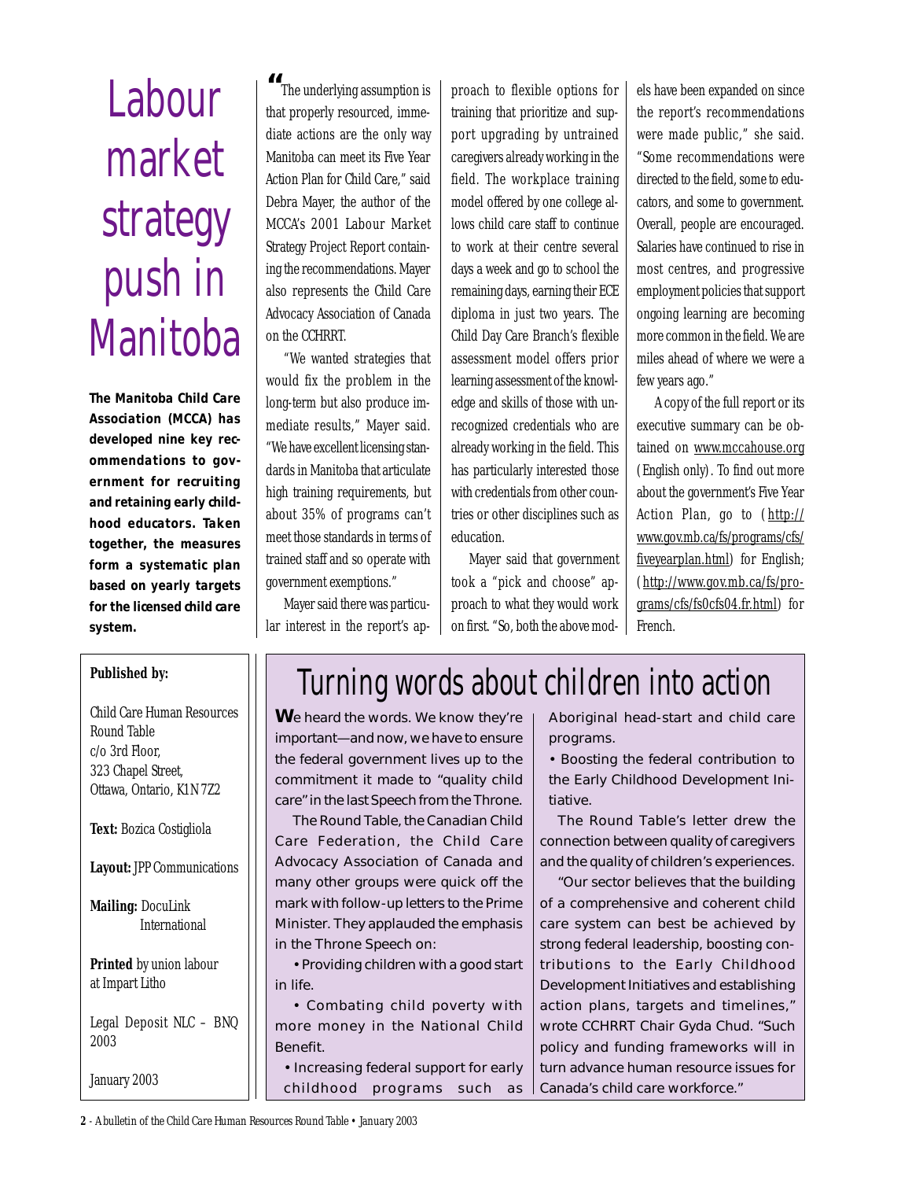# Labour market strategy push in Manitoba

**The Manitoba Child Care Association (MCCA) has developed nine key recommendations to government for recruiting and retaining early childhood educators. Taken together, the measures form a systematic plan based on yearly targets for the licensed child care system.**

"The underlying assumption is that properly resourced, immediate actions are the only way Manitoba can meet its Five Year Action Plan for Child Care," said Debra Mayer, the author of the MCCA's 2001 Labour Market Strategy Project Report containing the recommendations. Mayer also represents the Child Care Advocacy Association of Canada on the CCHRRT.

"We wanted strategies that would fix the problem in the long-term but also produce immediate results," Mayer said. "We have excellent licensing standards in Manitoba that articulate high training requirements, but about 35% of programs can't meet those standards in terms of trained staff and so operate with government exemptions."

Mayer said there was particular interest in the report's approach to flexible options for training that prioritize and support upgrading by untrained caregivers already working in the field. The workplace training model offered by one college allows child care staff to continue to work at their centre several days a week and go to school the remaining days, earning their ECE diploma in just two years. The Child Day Care Branch's flexible assessment model offers prior learning assessment of the knowledge and skills of those with unrecognized credentials who are already working in the field. This has particularly interested those with credentials from other countries or other disciplines such as education.

Mayer said that government took a "pick and choose" approach to what they would work on first. "So, both the above models have been expanded on since the report's recommendations were made public," she said. "Some recommendations were directed to the field, some to educators, and some to government. Overall, people are encouraged. Salaries have continued to rise in most centres, and progressive employment policies that support ongoing learning are becoming more common in the field. We are miles ahead of where we were a few years ago."

A copy of the full report or its executive summary can be obtained on www.mccahouse.org (English only). To find out more about the government's Five Year Action Plan, go to (http://www.gov.mb.ca/fs/programs/cfs/fiveyearplan.html) for English; (http://www.gov.mb.ca/fs/programs/cfs/fs0cfs04.fr.html) for French.

**Published by:**

Child Care Human Resources Round Table
c/o 3rd Floor,
323 Chapel Street,
Ottawa, Ontario, K1N 7Z2

**Text:** Bozica Costigliola

**Layout:** JPP Communications

**Mailing:** DocuLink International

**Printed** by union labour at Impart Litho

Legal Deposit NLC – BNQ 2003

January 2003

## Turning words about children into action

**W**e heard the words. We know they're important—and now, we have to ensure the federal government lives up to the commitment it made to "quality child care" in the last Speech from the Throne.

The Round Table, the Canadian Child Care Federation, the Child Care Advocacy Association of Canada and many other groups were quick off the mark with follow-up letters to the Prime Minister. They applauded the emphasis in the Throne Speech on:

- Providing children with a good start in life.
- Combating child poverty with more money in the National Child Benefit.
- Increasing federal support for early childhood programs such as Aboriginal head-start and child care programs.
- Boosting the federal contribution to the Early Childhood Development Initiative.

The Round Table's letter drew the connection between quality of caregivers and the quality of children's experiences.

"Our sector believes that the building of a comprehensive and coherent child care system can best be achieved by strong federal leadership, boosting contributions to the Early Childhood Development Initiatives and establishing action plans, targets and timelines," wrote CCHRRT Chair Gyda Chud. "Such policy and funding frameworks will in turn advance human resource issues for Canada's child care workforce."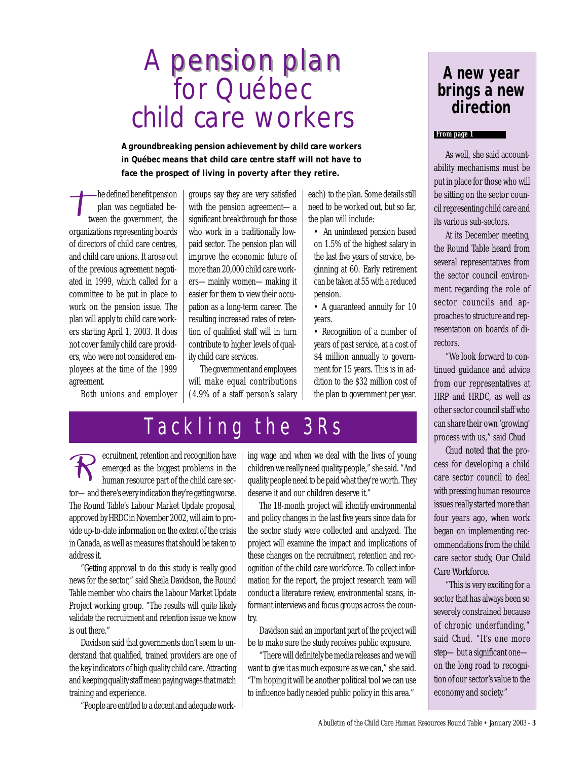# A pension plan for Québec child care workers

**A groundbreaking pension achievement by child care workers in Québec means that child care centre staff will not have to face the prospect of living in poverty after they retire.**

The defined benefit pension plan was negotiated between the government, the organizations representing boards of directors of child care centres, and child care unions. It arose out of the previous agreement negotiated in 1999, which called for a committee to be put in place to work on the pension issue. The plan will apply to child care workers starting April 1, 2003. It does not cover family child care providers, who were not considered employees at the time of the 1999 agreement.

Both unions and employer groups say they are very satisfied with the pension agreement—a significant breakthrough for those who work in a traditionally low-paid sector. The pension plan will improve the economic future of more than 20,000 child care workers—mainly women—making it easier for them to view their occupation as a long-term career. The resulting increased rates of retention of qualified staff will in turn contribute to higher levels of quality child care services.

The government and employees will make equal contributions (4.9% of a staff person's salary each) to the plan. Some details still need to be worked out, but so far, the plan will include:

- An unindexed pension based on 1.5% of the highest salary in the last five years of service, beginning at 60. Early retirement can be taken at 55 with a reduced pension.
- A guaranteed annuity for 10 years.
- Recognition of a number of years of past service, at a cost of $4 million annually to government for 15 years. This is in addition to the $32 million cost of the plan to government per year.

# Tackling the 3Rs

Recruitment, retention and recognition have emerged as the biggest problems in the human resource part of the child care sector—and there's every indication they're getting worse. The Round Table's Labour Market Update proposal, approved by HRDC in November 2002, will aim to provide up-to-date information on the extent of the crisis in Canada, as well as measures that should be taken to address it.

"Getting approval to do this study is really good news for the sector," said Sheila Davidson, the Round Table member who chairs the Labour Market Update Project working group. "The results will quite likely validate the recruitment and retention issue we know is out there."

Davidson said that governments don't seem to understand that qualified, trained providers are one of the key indicators of high quality child care. Attracting and keeping quality staff mean paying wages that match training and experience.

"People are entitled to a decent and adequate working wage and when we deal with the lives of young children we really need quality people," she said. "And quality people need to be paid what they're worth. They deserve it and our children deserve it."

The 18-month project will identify environmental and policy changes in the last five years since data for the sector study were collected and analyzed. The project will examine the impact and implications of these changes on the recruitment, retention and recognition of the child care workforce. To collect information for the report, the project research team will conduct a literature review, environmental scans, informant interviews and focus groups across the country.

Davidson said an important part of the project will be to make sure the study receives public exposure.

"There will definitely be media releases and we will want to give it as much exposure as we can," she said. "I'm hoping it will be another political tool we can use to influence badly needed public policy in this area."

## A new year brings a new direction

**From page 1**

As well, she said accountability mechanisms must be put in place for those who will be sitting on the sector council representing child care and its various sub-sectors.

At its December meeting, the Round Table heard from several representatives from the sector council environment regarding the role of sector councils and approaches to structure and representation on boards of directors.

"We look forward to continued guidance and advice from our representatives at HRP and HRDC, as well as other sector council staff who can share their own 'growing' process with us," said Chud

Chud noted that the process for developing a child care sector council to deal with pressing human resource issues really started more than four years ago, when work began on implementing recommendations from the child care sector study, *Our Child Care Workforce*.

"This is very exciting for a sector that has always been so severely constrained because of chronic underfunding," said Chud. "It's one more step—but a significant one—on the long road to recognition of our sector's value to the economy and society."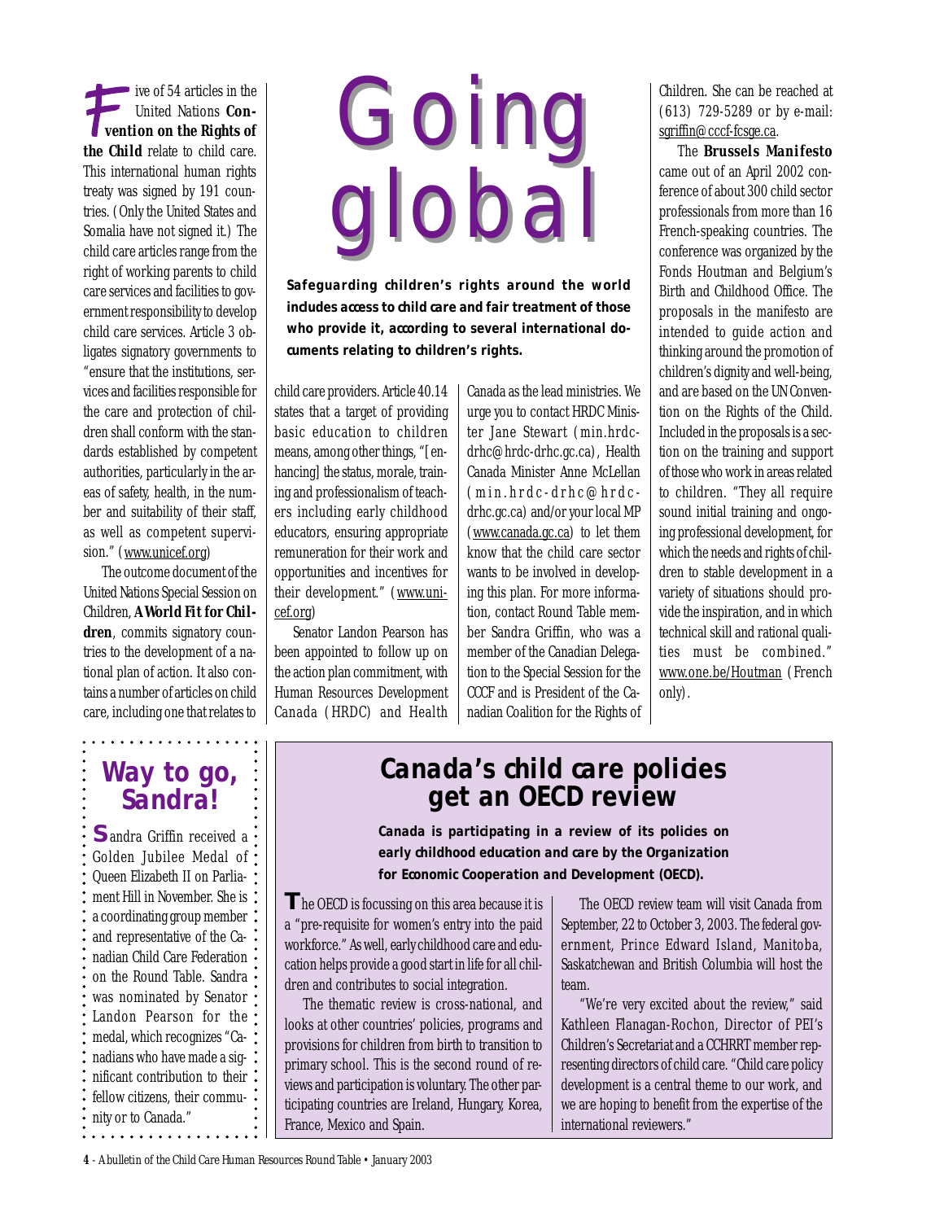# Going global

**Safeguarding children's rights around the world includes access to child care and fair treatment of those who provide it, according to several international documents relating to children's rights.**

Five of 54 articles in the United Nations **Convention on the Rights of the Child** relate to child care. This international human rights treaty was signed by 191 countries. (Only the United States and Somalia have not signed it.) The child care articles range from the right of working parents to child care services and facilities to government responsibility to develop child care services. Article 3 obligates signatory governments to "ensure that the institutions, services and facilities responsible for the care and protection of children shall conform with the standards established by competent authorities, particularly in the areas of safety, health, in the number and suitability of their staff, as well as competent supervision." (www.unicef.org)

The outcome document of the United Nations Special Session on Children, **A World Fit for Children**, commits signatory countries to the development of a national plan of action. It also contains a number of articles on child care, including one that relates to child care providers. Article 40.14 states that a target of providing basic education to children means, among other things, "[enhancing] the status, morale, training and professionalism of teachers including early childhood educators, ensuring appropriate remuneration for their work and opportunities and incentives for their development." (www.unicef.org)

Senator Landon Pearson has been appointed to follow up on the action plan commitment, with Human Resources Development Canada (HRDC) and Health Canada as the lead ministries. We urge you to contact HRDC Minister Jane Stewart (min.hrdc-drhc@hrdc-drhc.gc.ca), Health Canada Minister Anne McLellan (min.hrdc-drhc@hrdc-drhc.gc.ca) and/or your local MP (www.canada.gc.ca) to let them know that the child care sector wants to be involved in developing this plan. For more information, contact Round Table member Sandra Griffin, who was a member of the Canadian Delegation to the Special Session for the CCCF and is President of the Canadian Coalition for the Rights of Children. She can be reached at (613) 729-5289 or by e-mail: sgriffin@cccf-fcsge.ca.

The **Brussels Manifesto** came out of an April 2002 conference of about 300 child sector professionals from more than 16 French-speaking countries. The conference was organized by the Fonds Houtman and Belgium's Birth and Childhood Office. The proposals in the manifesto are intended to guide action and thinking around the promotion of children's dignity and well-being, and are based on the UN Convention on the Rights of the Child. Included in the proposals is a section on the training and support of those who work in areas related to children. "They all require sound initial training and ongoing professional development, for which the needs and rights of children to stable development in a variety of situations should provide the inspiration, and in which technical skill and rational qualities must be combined." www.one.be/Houtman (French only).

## Way to go, Sandra!

Sandra Griffin received a Golden Jubilee Medal of Queen Elizabeth II on Parliament Hill in November. She is a coordinating group member and representative of the Canadian Child Care Federation on the Round Table. Sandra was nominated by Senator Landon Pearson for the medal, which recognizes "Canadians who have made a significant contribution to their fellow citizens, their community or to Canada."

## Canada's child care policies get an OECD review

**Canada is participating in a review of its policies on early childhood education and care by the Organization for Economic Cooperation and Development (OECD).**

The OECD is focussing on this area because it is a "pre-requisite for women's entry into the paid workforce." As well, early childhood care and education helps provide a good start in life for all children and contributes to social integration.

The thematic review is cross-national, and looks at other countries' policies, programs and provisions for children from birth to transition to primary school. This is the second round of reviews and participation is voluntary. The other participating countries are Ireland, Hungary, Korea, France, Mexico and Spain.

The OECD review team will visit Canada from September, 22 to October 3, 2003. The federal government, Prince Edward Island, Manitoba, Saskatchewan and British Columbia will host the team.

"We're very excited about the review," said Kathleen Flanagan-Rochon, Director of PEI's Children's Secretariat and a CCHRRT member representing directors of child care. "Child care policy development is a central theme to our work, and we are hoping to benefit from the expertise of the international reviewers."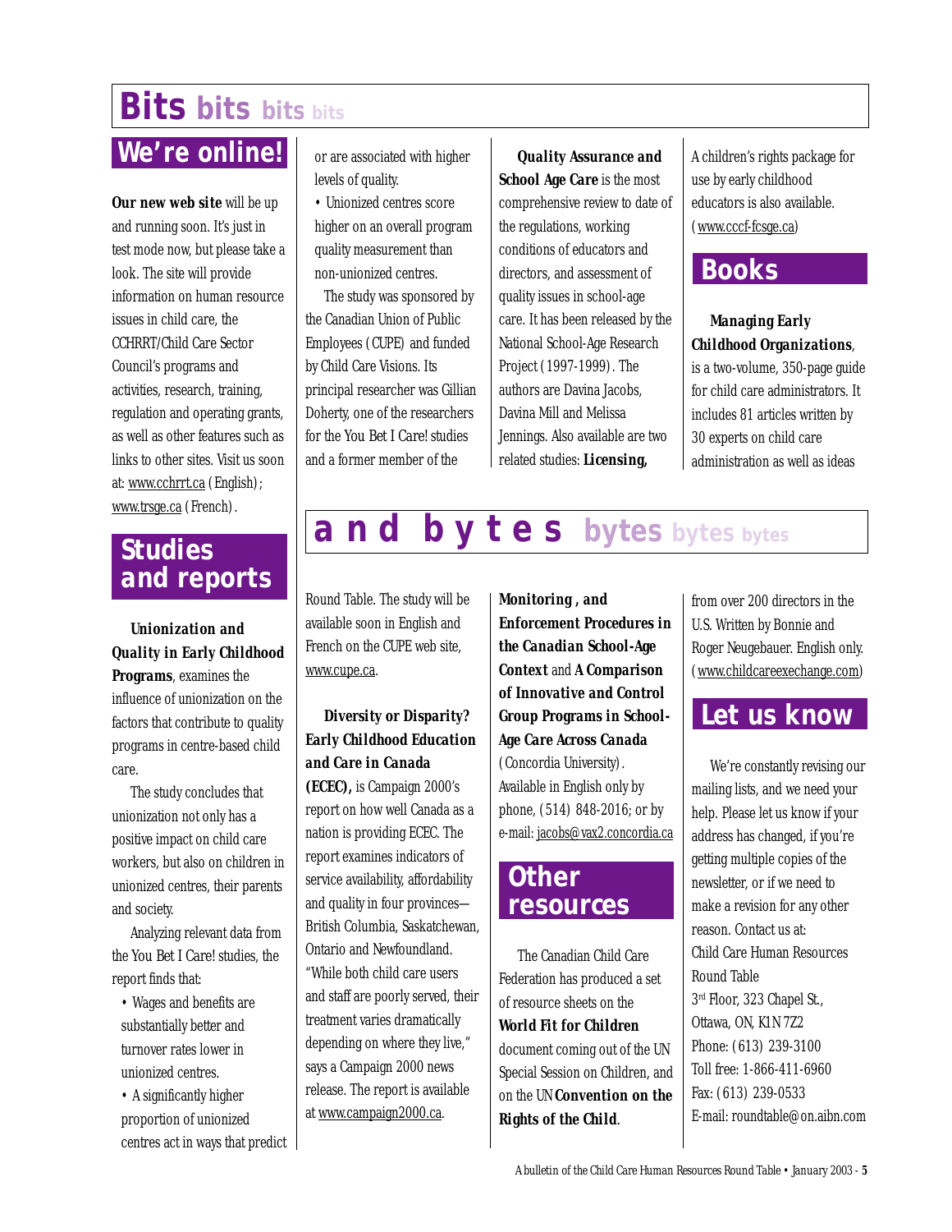# Bits bits bits bits

## We're online!

**Our new web site** will be up and running soon. It's just in test mode now, but please take a look. The site will provide information on human resource issues in child care, the CCHRRT/Child Care Sector Council's programs and activities, research, training, regulation and operating grants, as well as other features such as links to other sites. Visit us soon at: www.cchrrt.ca (English); www.trsge.ca (French).

## Studies and reports

***Unionization and Quality in Early Childhood Programs***, examines the influence of unionization on the factors that contribute to quality programs in centre-based child care.

The study concludes that unionization not only has a positive impact on child care workers, but also on children in unionized centres, their parents and society.

Analyzing relevant data from the You Bet I Care! studies, the report finds that:

- Wages and benefits are substantially better and turnover rates lower in unionized centres.
- A significantly higher proportion of unionized centres act in ways that predict or are associated with higher levels of quality.
- Unionized centres score higher on an overall program quality measurement than non-unionized centres.

The study was sponsored by the Canadian Union of Public Employees (CUPE) and funded by Child Care Visions. Its principal researcher was Gillian Doherty, one of the researchers for the You Bet I Care! studies and a former member of the Round Table. The study will be available soon in English and French on the CUPE web site, www.cupe.ca.

***Diversity or Disparity? Early Childhood Education and Care in Canada (ECEC),*** is Campaign 2000's report on how well Canada as a nation is providing ECEC. The report examines indicators of service availability, affordability and quality in four provinces—British Columbia, Saskatchewan, Ontario and Newfoundland. "While both child care users and staff are poorly served, their treatment varies dramatically depending on where they live," says a Campaign 2000 news release. The report is available at www.campaign2000.ca.

***Quality Assurance and School Age Care*** is the most comprehensive review to date of the regulations, working conditions of educators and directors, and assessment of quality issues in school-age care. It has been released by the National School-Age Research Project (1997-1999). The authors are Davina Jacobs, Davina Mill and Melissa Jennings. Also available are two related studies: ***Licensing, Monitoring, and Enforcement Procedures in the Canadian School-Age Context*** and ***A Comparison of Innovative and Control Group Programs in School-Age Care Across Canada*** (Concordia University). Available in English only by phone, (514) 848-2016; or by e-mail: jacobs@vax2.concordia.ca

## Other resources

The Canadian Child Care Federation has produced a set of resource sheets on the **World Fit for Children** document coming out of the UN Special Session on Children, and on the UN **Convention on the Rights of the Child**.

A children's rights package for use by early childhood educators is also available. (www.cccf-fcsge.ca)

## Books

***Managing Early Childhood Organizations***, is a two-volume, 350-page guide for child care administrators. It includes 81 articles written by 30 experts on child care administration as well as ideas from over 200 directors in the U.S. Written by Bonnie and Roger Neugebauer. English only. (www.childcareexchange.com)

# and bytes bytes bytes bytes

## Let us know

We're constantly revising our mailing lists, and we need your help. Please let us know if your address has changed, if you're getting multiple copies of the newsletter, or if we need to make a revision for any other reason. Contact us at:

Child Care Human Resources Round Table
3rd Floor, 323 Chapel St.,
Ottawa, ON, K1N 7Z2
Phone: (613) 239-3100
Toll free: 1-866-411-6960
Fax: (613) 239-0533
E-mail: roundtable@on.aibn.com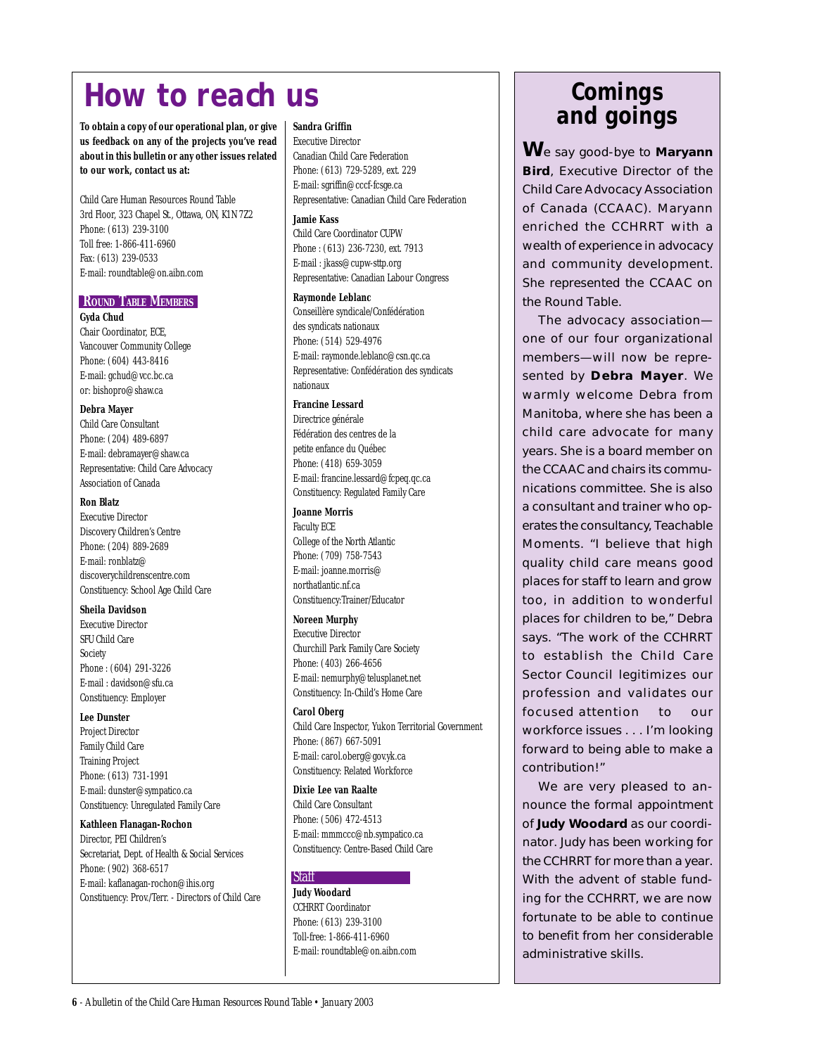# How to reach us

**To obtain a copy of our operational plan, or give us feedback on any of the projects you've read about in this bulletin or any other issues related to our work, contact us at:**

Child Care Human Resources Round Table
3rd Floor, 323 Chapel St., Ottawa, ON, K1N 7Z2
Phone: (613) 239-3100
Toll free: 1-866-411-6960
Fax: (613) 239-0533
E-mail: roundtable@on.aibn.com

## Round Table Members

**Gyda Chud**
Chair Coordinator, ECE,
Vancouver Community College
Phone: (604) 443-8416
E-mail: gchud@vcc.bc.ca
or: bishopro@shaw.ca

**Debra Mayer**
Child Care Consultant
Phone: (204) 489-6897
E-mail: debramayer@shaw.ca
Representative: Child Care Advocacy Association of Canada

**Ron Blatz**
Executive Director
Discovery Children's Centre
Phone: (204) 889-2689
E-mail: ronblatz@discoverychildrenscentre.com
Constituency: School Age Child Care

**Sheila Davidson**
Executive Director
SFU Child Care Society
Phone : (604) 291-3226
E-mail : davidson@sfu.ca
Constituency: Employer

**Lee Dunster**
Project Director
Family Child Care Training Project
Phone: (613) 731-1991
E-mail: dunster@sympatico.ca
Constituency: Unregulated Family Care

**Kathleen Flanagan-Rochon**
Director, PEI Children's Secretariat, Dept. of Health & Social Services
Phone: (902) 368-6517
E-mail: kaflanagan-rochon@ihis.org
Constituency: Prov./Terr. - Directors of Child Care

**Sandra Griffin**
Executive Director
Canadian Child Care Federation
Phone: (613) 729-5289, ext. 229
E-mail: sgriffin@cccf-fcsge.ca
Representative: Canadian Child Care Federation

**Jamie Kass**
Child Care Coordinator CUPW
Phone : (613) 236-7230, ext. 7913
E-mail : jkass@cupw-sttp.org
Representative: Canadian Labour Congress

**Raymonde Leblanc**
Conseillère syndicale/Confédération des syndicats nationaux
Phone: (514) 529-4976
E-mail: raymonde.leblanc@csn.qc.ca
Representative: Confédération des syndicats nationaux

**Francine Lessard**
Directrice générale
Fédération des centres de la petite enfance du Québec
Phone: (418) 659-3059
E-mail: francine.lessard@fcpeq.qc.ca
Constituency: Regulated Family Care

**Joanne Morris**
Faculty ECE
College of the North Atlantic
Phone: (709) 758-7543
E-mail: joanne.morris@northatlantic.nf.ca
Constituency:Trainer/Educator

**Noreen Murphy**
Executive Director
Churchill Park Family Care Society
Phone: (403) 266-4656
E-mail: nemurphy@telusplanet.net
Constituency: In-Child's Home Care

**Carol Oberg**
Child Care Inspector, Yukon Territorial Government
Phone: (867) 667-5091
E-mail: carol.oberg@gov.yk.ca
Constituency: Related Workforce

**Dixie Lee van Raalte**
Child Care Consultant
Phone: (506) 472-4513
E-mail: mmmccc@nb.sympatico.ca
Constituency: Centre-Based Child Care

## Staff

**Judy Woodard**
CCHRRT Coordinator
Phone: (613) 239-3100
Toll-free: 1-866-411-6960
E-mail: roundtable@on.aibn.com

# Comings and goings

We say good-bye to **Maryann Bird**, Executive Director of the Child Care Advocacy Association of Canada (CCAAC). Maryann enriched the CCHRRT with a wealth of experience in advocacy and community development. She represented the CCAAC on the Round Table.

The advocacy association—one of our four organizational members—will now be represented by **Debra Mayer**. We warmly welcome Debra from Manitoba, where she has been a child care advocate for many years. She is a board member on the CCAAC and chairs its communications committee. She is also a consultant and trainer who operates the consultancy, Teachable Moments. "I believe that high quality child care means good places for staff to learn and grow too, in addition to wonderful places for children to be," Debra says. "The work of the CCHRRT to establish the Child Care Sector Council legitimizes our profession and validates our focused attention to our workforce issues . . . I'm looking forward to being able to make a contribution!"

We are very pleased to announce the formal appointment of **Judy Woodard** as our coordinator. Judy has been working for the CCHRRT for more than a year. With the advent of stable funding for the CCHRRT, we are now fortunate to be able to continue to benefit from her considerable administrative skills.